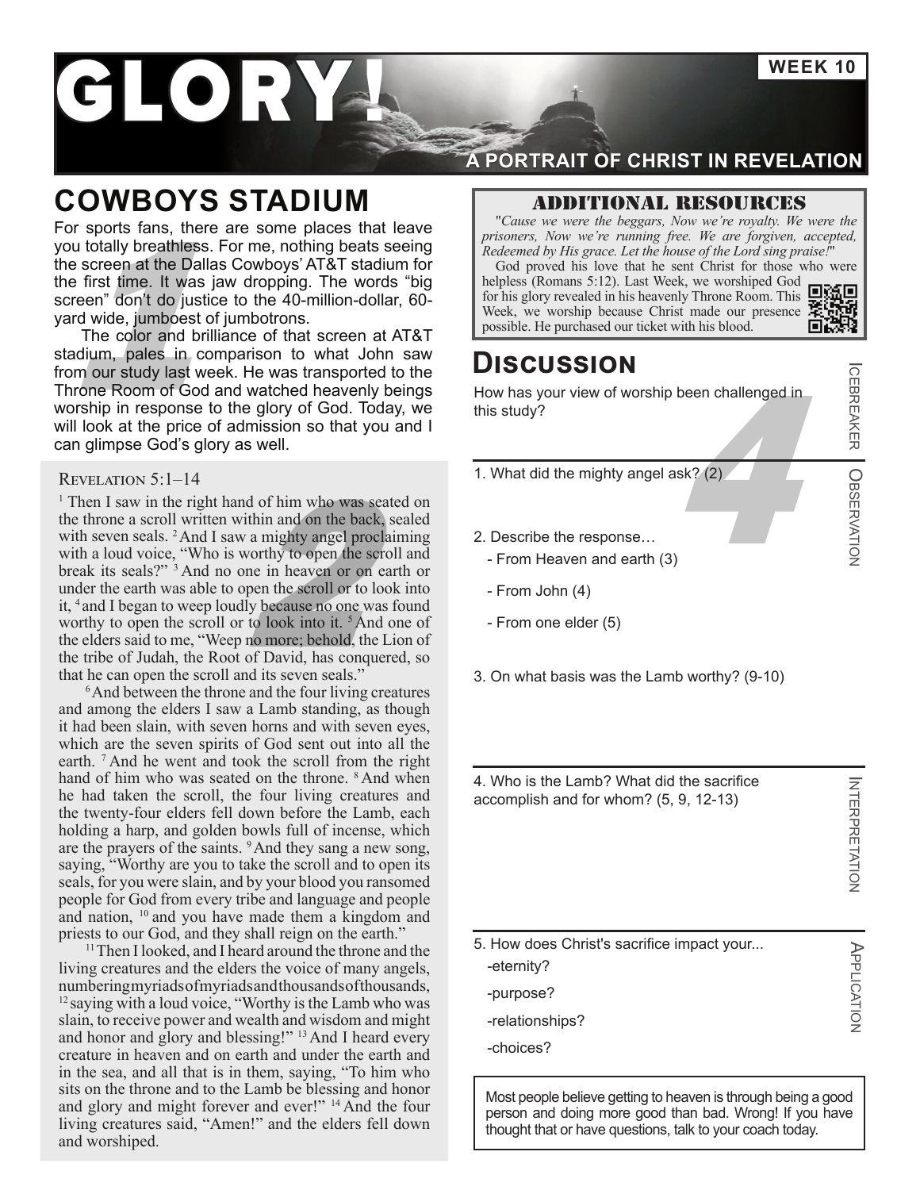# GLORY!

**WEEK 10**

**A PORTRAIT OF CHRIST IN REVELATION**

## COWBOYS STADIUM

For sports fans, there are some places that leave you totally breathless. For me, nothing beats seeing the screen at the Dallas Cowboys' AT&T stadium for the first time. It was jaw dropping. The words "big screen" don't do justice to the 40-million-dollar, 60-yard wide, jumboest of jumbotrons.

The color and brilliance of that screen at AT&T stadium, pales in comparison to what John saw from our study last week. He was transported to the Throne Room of God and watched heavenly beings worship in response to the glory of God. Today, we will look at the price of admission so that you and I can glimpse God's glory as well.

### Revelation 5:1–14

[1] Then I saw in the right hand of him who was seated on the throne a scroll written within and on the back, sealed with seven seals. [2] And I saw a mighty angel proclaiming with a loud voice, "Who is worthy to open the scroll and break its seals?" [3] And no one in heaven or on earth or under the earth was able to open the scroll or to look into it, [4] and I began to weep loudly because no one was found worthy to open the scroll or to look into it. [5] And one of the elders said to me, "Weep no more; behold, the Lion of the tribe of Judah, the Root of David, has conquered, so that he can open the scroll and its seven seals."

[6] And between the throne and the four living creatures and among the elders I saw a Lamb standing, as though it had been slain, with seven horns and with seven eyes, which are the seven spirits of God sent out into all the earth. [7] And he went and took the scroll from the right hand of him who was seated on the throne. [8] And when he had taken the scroll, the four living creatures and the twenty-four elders fell down before the Lamb, each holding a harp, and golden bowls full of incense, which are the prayers of the saints. [9] And they sang a new song, saying, "Worthy are you to take the scroll and to open its seals, for you were slain, and by your blood you ransomed people for God from every tribe and language and people and nation, [10] and you have made them a kingdom and priests to our God, and they shall reign on the earth."

[11] Then I looked, and I heard around the throne and the living creatures and the elders the voice of many angels, numbering myriads of myriads and thousands of thousands, [12] saying with a loud voice, "Worthy is the Lamb who was slain, to receive power and wealth and wisdom and might and honor and glory and blessing!" [13] And I heard every creature in heaven and on earth and under the earth and in the sea, and all that is in them, saying, "To him who sits on the throne and to the Lamb be blessing and honor and glory and might forever and ever!" [14] And the four living creatures said, "Amen!" and the elders fell down and worshiped.

### ADDITIONAL RESOURCES

"*Cause we were the beggars, Now we're royalty. We were the prisoners, Now we're running free. We are forgiven, accepted, Redeemed by His grace. Let the house of the Lord sing praise!*"

God proved his love that he sent Christ for those who were helpless (Romans 5:12). Last Week, we worshiped God for his glory revealed in his heavenly Throne Room. This Week, we worship because Christ made our presence possible. He purchased our ticket with his blood.

## Discussion

**Icebreaker**

How has your view of worship been challenged in this study?

**Observation**

1. What did the mighty angel ask? (2)

2. Describe the response…
   - From Heaven and earth (3)
   - From John (4)
   - From one elder (5)

3. On what basis was the Lamb worthy? (9-10)

**Interpretation**

4. Who is the Lamb? What did the sacrifice accomplish and for whom? (5, 9, 12-13)

**Application**

5. How does Christ's sacrifice impact your...
   - eternity?
   - purpose?
   - relationships?
   - choices?

Most people believe getting to heaven is through being a good person and doing more good than bad. Wrong! If you have thought that or have questions, talk to your coach today.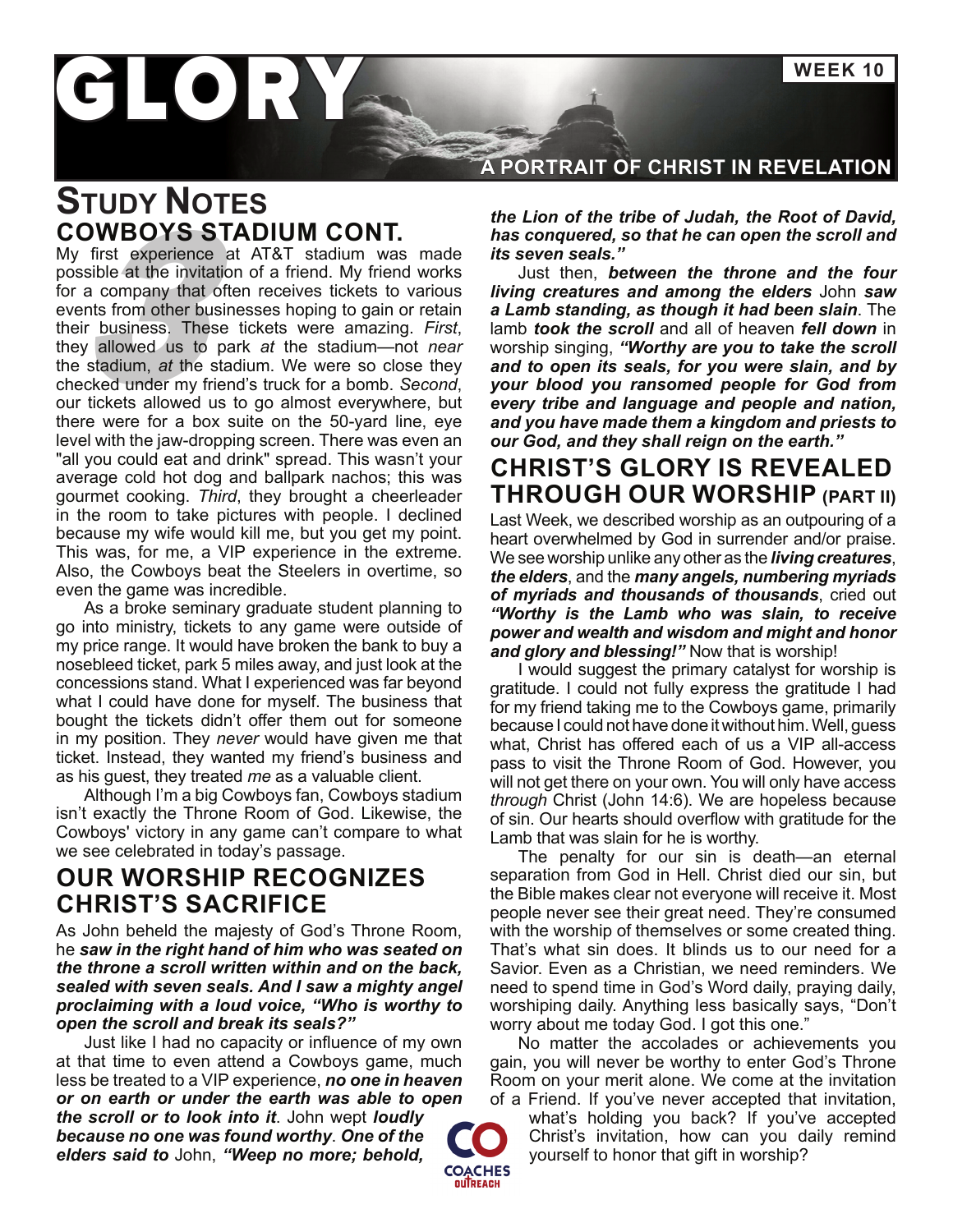# GLORY

WEEK 10

A PORTRAIT OF CHRIST IN REVELATION

## Study Notes

### COWBOYS STADIUM CONT.

My first experience at AT&T stadium was made possible at the invitation of a friend. My friend works for a company that often receives tickets to various events from other businesses hoping to gain or retain their business. These tickets were amazing. *First*, they allowed us to park *at* the stadium—not *near* the stadium, *at* the stadium. We were so close they checked under my friend's truck for a bomb. *Second*, our tickets allowed us to go almost everywhere, but there were for a box suite on the 50-yard line, eye level with the jaw-dropping screen. There was even an "all you could eat and drink" spread. This wasn't your average cold hot dog and ballpark nachos; this was gourmet cooking. *Third*, they brought a cheerleader in the room to take pictures with people. I declined because my wife would kill me, but you get my point. This was, for me, a VIP experience in the extreme. Also, the Cowboys beat the Steelers in overtime, so even the game was incredible.

As a broke seminary graduate student planning to go into ministry, tickets to any game were outside of my price range. It would have broken the bank to buy a nosebleed ticket, park 5 miles away, and just look at the concessions stand. What I experienced was far beyond what I could have done for myself. The business that bought the tickets didn't offer them out for someone in my position. They *never* would have given me that ticket. Instead, they wanted my friend's business and as his guest, they treated *me* as a valuable client.

Although I'm a big Cowboys fan, Cowboys stadium isn't exactly the Throne Room of God. Likewise, the Cowboys' victory in any game can't compare to what we see celebrated in today's passage.

### OUR WORSHIP RECOGNIZES CHRIST'S SACRIFICE

As John beheld the majesty of God's Throne Room, he ***saw in the right hand of him who was seated on the throne a scroll written within and on the back, sealed with seven seals. And I saw a mighty angel proclaiming with a loud voice, "Who is worthy to open the scroll and break its seals?"***

Just like I had no capacity or influence of my own at that time to even attend a Cowboys game, much less be treated to a VIP experience, ***no one in heaven or on earth or under the earth was able to open the scroll or to look into it***. John wept ***loudly because no one was found worthy***. ***One of the elders said to*** John, ***"Weep no more; behold, the Lion of the tribe of Judah, the Root of David, has conquered, so that he can open the scroll and its seven seals."***

Just then, ***between the throne and the four living creatures and among the elders*** John ***saw a Lamb standing, as though it had been slain***. The lamb ***took the scroll*** and all of heaven ***fell down*** in worship singing, ***"Worthy are you to take the scroll and to open its seals, for you were slain, and by your blood you ransomed people for God from every tribe and language and people and nation, and you have made them a kingdom and priests to our God, and they shall reign on the earth."***

### CHRIST'S GLORY IS REVEALED THROUGH OUR WORSHIP (PART II)

Last Week, we described worship as an outpouring of a heart overwhelmed by God in surrender and/or praise. We see worship unlike any other as the ***living creatures***, ***the elders***, and the ***many angels, numbering myriads of myriads and thousands of thousands***, cried out ***"Worthy is the Lamb who was slain, to receive power and wealth and wisdom and might and honor and glory and blessing!"*** Now that is worship!

I would suggest the primary catalyst for worship is gratitude. I could not fully express the gratitude I had for my friend taking me to the Cowboys game, primarily because I could not have done it without him. Well, guess what, Christ has offered each of us a VIP all-access pass to visit the Throne Room of God. However, you will not get there on your own. You will only have access *through* Christ (John 14:6). We are hopeless because of sin. Our hearts should overflow with gratitude for the Lamb that was slain for he is worthy.

The penalty for our sin is death—an eternal separation from God in Hell. Christ died our sin, but the Bible makes clear not everyone will receive it. Most people never see their great need. They're consumed with the worship of themselves or some created thing. That's what sin does. It blinds us to our need for a Savior. Even as a Christian, we need reminders. We need to spend time in God's Word daily, praying daily, worshiping daily. Anything less basically says, "Don't worry about me today God. I got this one."

No matter the accolades or achievements you gain, you will never be worthy to enter God's Throne Room on your merit alone. We come at the invitation of a Friend. If you've never accepted that invitation, what's holding you back? If you've accepted Christ's invitation, how can you daily remind yourself to honor that gift in worship?

COACHES OUTREACH